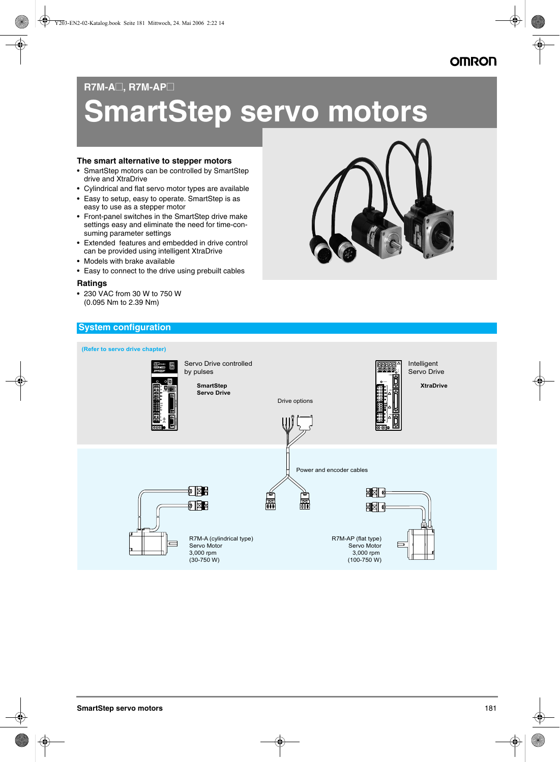R7M-A□, R7M-AP□

# SmartStep servo motors

### The smart alternative to stepper motors

- SmartStep motors can be controlled by SmartStep drive and XtraDrive
- Cylindrical and flat servo motor types are available
- Easy to setup, easy to operate. SmartStep is as easy to use as a stepper motor
- Front-panel switches in the SmartStep drive make settings easy and eliminate the need for time-consuming parameter settings
- Extended features and embedded in drive control can be provided using intelligent XtraDrive
- Models with brake available
- Easy to connect to the drive using prebuilt cables

### Ratings

- 230 VAC from 30 W to 750 W
  (0.095 Nm to 2.39 Nm)

## System configuration

(Refer to servo drive chapter)

Servo Drive controlled by pulses

**SmartStep Servo Drive**

Intelligent Servo Drive

**XtraDrive**

Drive options

Power and encoder cables

R7M-A (cylindrical type)
Servo Motor
3,000 rpm
(30-750 W)

R7M-AP (flat type)
Servo Motor
3,000 rpm
(100-750 W)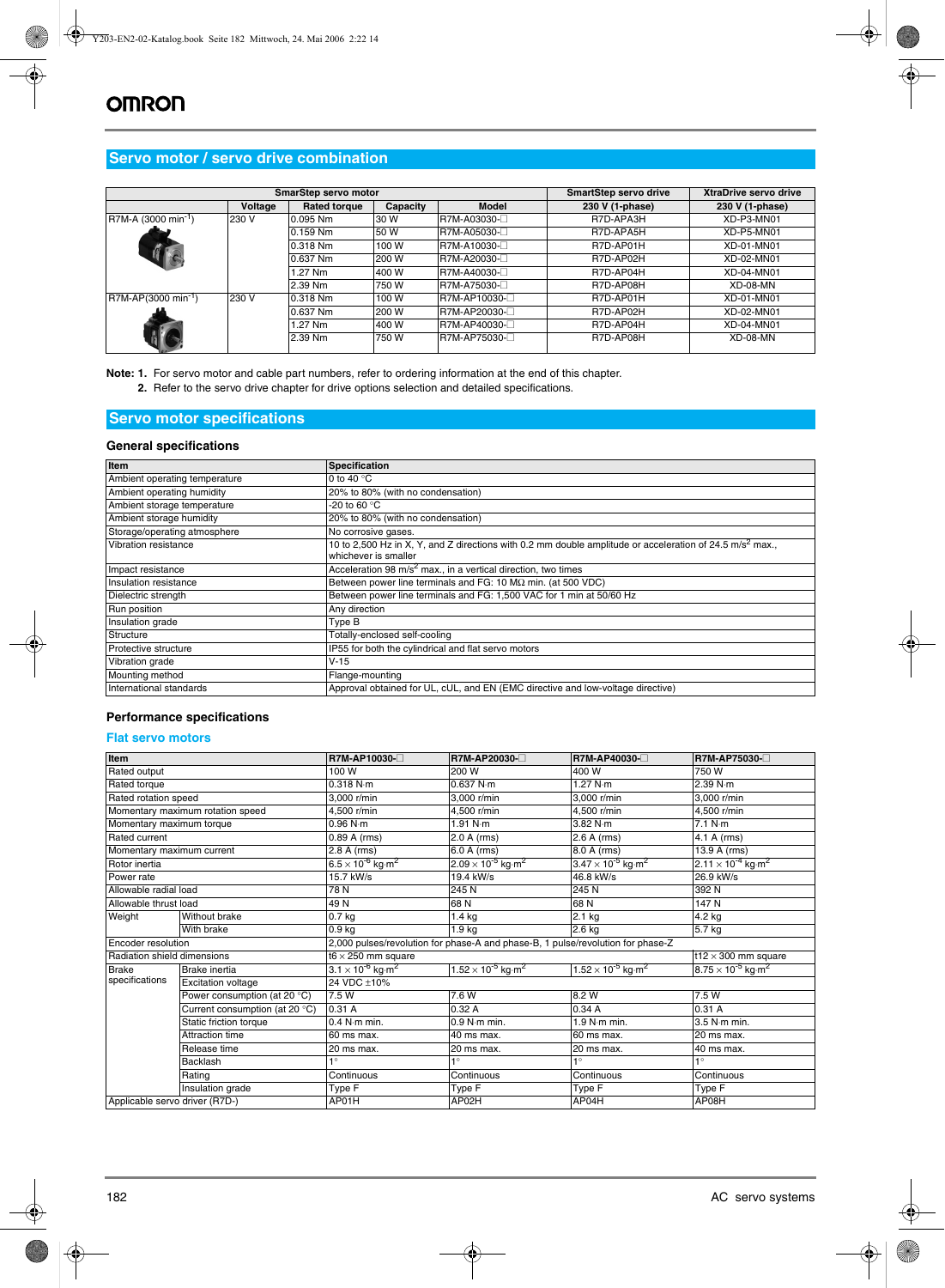## Servo motor / servo drive combination

| SmarStep servo motor | | | | | SmartStep servo drive | XtraDrive servo drive |
|---|---|---|---|---|---|---|
| | Voltage | Rated torque | Capacity | Model | 230 V (1-phase) | 230 V (1-phase) |
| R7M-A (3000 min$^{-1}$) | 230 V | 0.095 Nm | 30 W | R7M-A03030-☐ | R7D-APA3H | XD-P3-MN01 |
| | | 0.159 Nm | 50 W | R7M-A05030-☐ | R7D-APA5H | XD-P5-MN01 |
| | | 0.318 Nm | 100 W | R7M-A10030-☐ | R7D-AP01H | XD-01-MN01 |
| | | 0.637 Nm | 200 W | R7M-A20030-☐ | R7D-AP02H | XD-02-MN01 |
| | | 1.27 Nm | 400 W | R7M-A40030-☐ | R7D-AP04H | XD-04-MN01 |
| | | 2.39 Nm | 750 W | R7M-A75030-☐ | R7D-AP08H | XD-08-MN |
| R7M-AP(3000 min$^{-1}$) | 230 V | 0.318 Nm | 100 W | R7M-AP10030-☐ | R7D-AP01H | XD-01-MN01 |
| | | 0.637 Nm | 200 W | R7M-AP20030-☐ | R7D-AP02H | XD-02-MN01 |
| | | 1.27 Nm | 400 W | R7M-AP40030-☐ | R7D-AP04H | XD-04-MN01 |
| | | 2.39 Nm | 750 W | R7M-AP75030-☐ | R7D-AP08H | XD-08-MN |

**Note: 1.** For servo motor and cable part numbers, refer to ordering information at the end of this chapter.
**2.** Refer to the servo drive chapter for drive options selection and detailed specifications.

## Servo motor specifications

### General specifications

| Item | Specification |
|---|---|
| Ambient operating temperature | 0 to 40 °C |
| Ambient operating humidity | 20% to 80% (with no condensation) |
| Ambient storage temperature | -20 to 60 °C |
| Ambient storage humidity | 20% to 80% (with no condensation) |
| Storage/operating atmosphere | No corrosive gases. |
| Vibration resistance | 10 to 2,500 Hz in X, Y, and Z directions with 0.2 mm double amplitude or acceleration of 24.5 m/s$^2$ max., whichever is smaller |
| Impact resistance | Acceleration 98 m/s$^2$ max., in a vertical direction, two times |
| Insulation resistance | Between power line terminals and FG: 10 MΩ min. (at 500 VDC) |
| Dielectric strength | Between power line terminals and FG: 1,500 VAC for 1 min at 50/60 Hz |
| Run position | Any direction |
| Insulation grade | Type B |
| Structure | Totally-enclosed self-cooling |
| Protective structure | IP55 for both the cylindrical and flat servo motors |
| Vibration grade | V-15 |
| Mounting method | Flange-mounting |
| International standards | Approval obtained for UL, cUL, and EN (EMC directive and low-voltage directive) |

### Performance specifications

#### Flat servo motors

| Item | | R7M-AP10030-☐ | R7M-AP20030-☐ | R7M-AP40030-☐ | R7M-AP75030-☐ |
|---|---|---|---|---|---|
| Rated output | | 100 W | 200 W | 400 W | 750 W |
| Rated torque | | 0.318 N·m | 0.637 N·m | 1.27 N·m | 2.39 N·m |
| Rated rotation speed | | 3,000 r/min | 3,000 r/min | 3,000 r/min | 3,000 r/min |
| Momentary maximum rotation speed | | 4,500 r/min | 4,500 r/min | 4,500 r/min | 4,500 r/min |
| Momentary maximum torque | | 0.96 N·m | 1.91 N·m | 3.82 N·m | 7.1 N·m |
| Rated current | | 0.89 A (rms) | 2.0 A (rms) | 2.6 A (rms) | 4.1 A (rms) |
| Momentary maximum current | | 2.8 A (rms) | 6.0 A (rms) | 8.0 A (rms) | 13.9 A (rms) |
| Rotor inertia | | $6.5 \times 10^{-6}$ kg·m$^2$ | $2.09 \times 10^{-5}$ kg·m$^2$ | $3.47 \times 10^{-5}$ kg·m$^2$ | $2.11 \times 10^{-4}$ kg·m$^2$ |
| Power rate | | 15.7 kW/s | 19.4 kW/s | 46.8 kW/s | 26.9 kW/s |
| Allowable radial load | | 78 N | 245 N | 245 N | 392 N |
| Allowable thrust load | | 49 N | 68 N | 68 N | 147 N |
| Weight | Without brake | 0.7 kg | 1.4 kg | 2.1 kg | 4.2 kg |
| | With brake | 0.9 kg | 1.9 kg | 2.6 kg | 5.7 kg |
| Encoder resolution | | 2,000 pulses/revolution for phase-A and phase-B, 1 pulse/revolution for phase-Z | | | |
| Radiation shield dimensions | | t6 × 250 mm square | | | t12 × 300 mm square |
| Brake specifications | Brake inertia | $3.1 \times 10^{-6}$ kg·m$^2$ | $1.52 \times 10^{-5}$ kg·m$^2$ | $1.52 \times 10^{-5}$ kg·m$^2$ | $8.75 \times 10^{-5}$ kg·m$^2$ |
| | Excitation voltage | 24 VDC ±10% | | | |
| | Power consumption (at 20 °C) | 7.5 W | 7.6 W | 8.2 W | 7.5 W |
| | Current consumption (at 20 °C) | 0.31 A | 0.32 A | 0.34 A | 0.31 A |
| | Static friction torque | 0.4 N·m min. | 0.9 N·m min. | 1.9 N·m min. | 3.5 N·m min. |
| | Attraction time | 60 ms max. | 40 ms max. | 60 ms max. | 20 ms max. |
| | Release time | 20 ms max. | 20 ms max. | 20 ms max. | 40 ms max. |
| | Backlash | 1° | 1° | 1° | 1° |
| | Rating | Continuous | Continuous | Continuous | Continuous |
| | Insulation grade | Type F | Type F | Type F | Type F |
| Applicable servo driver (R7D-) | | AP01H | AP02H | AP04H | AP08H |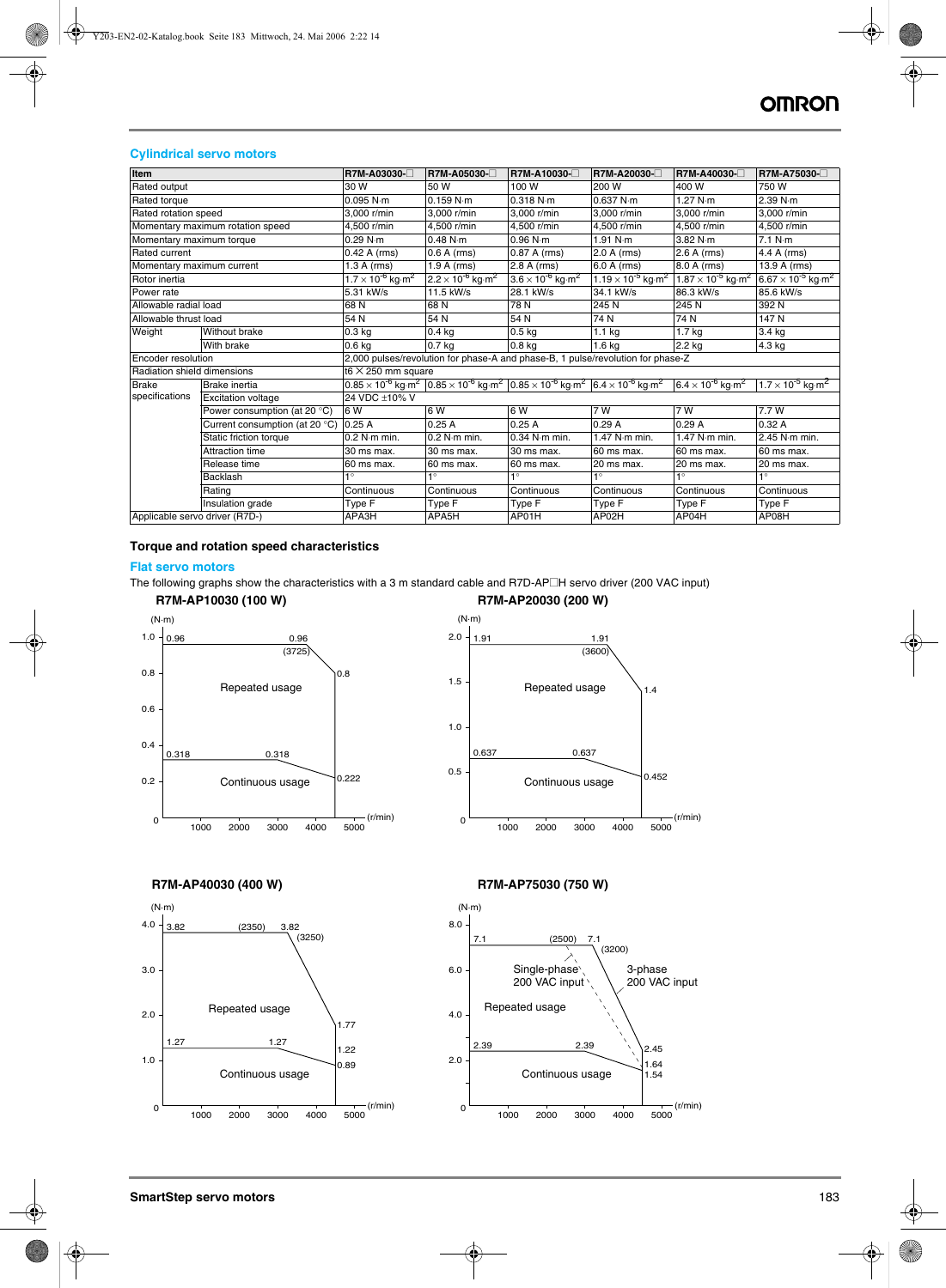## Cylindrical servo motors

| Item | | R7M-A03030-☐ | R7M-A05030-☐ | R7M-A10030-☐ | R7M-A20030-☐ | R7M-A40030-☐ | R7M-A75030-☐ |
|---|---|---|---|---|---|---|---|
| Rated output | | 30 W | 50 W | 100 W | 200 W | 400 W | 750 W |
| Rated torque | | 0.095 N·m | 0.159 N·m | 0.318 N·m | 0.637 N·m | 1.27 N·m | 2.39 N·m |
| Rated rotation speed | | 3,000 r/min | 3,000 r/min | 3,000 r/min | 3,000 r/min | 3,000 r/min | 3,000 r/min |
| Momentary maximum rotation speed | | 4,500 r/min | 4,500 r/min | 4,500 r/min | 4,500 r/min | 4,500 r/min | 4,500 r/min |
| Momentary maximum torque | | 0.29 N·m | 0.48 N·m | 0.96 N·m | 1.91 N·m | 3.82 N·m | 7.1 N·m |
| Rated current | | 0.42 A (rms) | 0.6 A (rms) | 0.87 A (rms) | 2.0 A (rms) | 2.6 A (rms) | 4.4 A (rms) |
| Momentary maximum current | | 1.3 A (rms) | 1.9 A (rms) | 2.8 A (rms) | 6.0 A (rms) | 8.0 A (rms) | 13.9 A (rms) |
| Rotor inertia | | $1.7 \times 10^{-6}$ kg·m$^2$ | $2.2 \times 10^{-6}$ kg·m$^2$ | $3.6 \times 10^{-6}$ kg·m$^2$ | $1.19 \times 10^{-5}$ kg·m$^2$ | $1.87 \times 10^{-5}$ kg·m$^2$ | $6.67 \times 10^{-5}$ kg·m$^2$ |
| Power rate | | 5.31 kW/s | 11.5 kW/s | 28.1 kW/s | 34.1 kW/s | 86.3 kW/s | 85.6 kW/s |
| Allowable radial load | | 68 N | 68 N | 78 N | 245 N | 245 N | 392 N |
| Allowable thrust load | | 54 N | 54 N | 54 N | 74 N | 74 N | 147 N |
| Weight | Without brake | 0.3 kg | 0.4 kg | 0.5 kg | 1.1 kg | 1.7 kg | 3.4 kg |
| | With brake | 0.6 kg | 0.7 kg | 0.8 kg | 1.6 kg | 2.2 kg | 4.3 kg |
| Encoder resolution | | 2,000 pulses/revolution for phase-A and phase-B, 1 pulse/revolution for phase-Z | | | | | |
| Radiation shield dimensions | | t6 × 250 mm square | | | | | |
| Brake specifications | Brake inertia | $0.85 \times 10^{-6}$ kg·m$^2$ | $0.85 \times 10^{-6}$ kg·m$^2$ | $0.85 \times 10^{-6}$ kg·m$^2$ | $6.4 \times 10^{-6}$ kg·m$^2$ | $6.4 \times 10^{-6}$ kg·m$^2$ | $1.7 \times 10^{-5}$ kg·m$^2$ |
| | Excitation voltage | 24 VDC ±10% V | | | | | |
| | Power consumption (at 20 °C) | 6 W | 6 W | 6 W | 7 W | 7 W | 7.7 W |
| | Current consumption (at 20 °C) | 0.25 A | 0.25 A | 0.25 A | 0.29 A | 0.29 A | 0.32 A |
| | Static friction torque | 0.2 N·m min. | 0.2 N·m min. | 0.34 N·m min. | 1.47 N·m min. | 1.47 N·m min. | 2.45 N·m min. |
| | Attraction time | 30 ms max. | 30 ms max. | 30 ms max. | 60 ms max. | 60 ms max. | 60 ms max. |
| | Release time | 60 ms max. | 60 ms max. | 60 ms max. | 20 ms max. | 20 ms max. | 20 ms max. |
| | Backlash | 1° | 1° | 1° | 1° | 1° | 1° |
| | Rating | Continuous | Continuous | Continuous | Continuous | Continuous | Continuous |
| | Insulation grade | Type F | Type F | Type F | Type F | Type F | Type F |
| Applicable servo driver (R7D-) | | APA3H | APA5H | AP01H | AP02H | AP04H | AP08H |

## Torque and rotation speed characteristics

### Flat servo motors

The following graphs show the characteristics with a 3 m standard cable and R7D-AP☐H servo driver (200 VAC input)

**R7M-AP10030 (100 W)**

(N·m) Repeated usage: 0.96 up to (3725) r/min, falling to 0.8 at 5000 r/min. Continuous usage: 0.318 up to 3000 r/min, falling to 0.222 at 5000 r/min. (r/min)

**R7M-AP20030 (200 W)**

(N·m) Repeated usage: 1.91 up to (3600) r/min, falling to 1.4 at 5000 r/min. Continuous usage: 0.637 up to 3000 r/min, falling to 0.452 at 5000 r/min. (r/min)

**R7M-AP40030 (400 W)**

(N·m) Repeated usage: 3.82 up to (2350)/(3250) r/min, falling to 1.77 at 5000 r/min. Continuous usage: 1.27 up to 3000 r/min, falling to 1.22 / 0.89 at 5000 r/min. (r/min)

**R7M-AP75030 (750 W)**

(N·m) Repeated usage: 7.1 up to (2500) r/min (Single-phase 200 VAC input) and (3200) r/min (3-phase 200 VAC input), falling to 1.64 / 2.45 at 5000 r/min. Continuous usage: 2.39 up to 3000 r/min, falling to 1.54 at 5000 r/min. (r/min)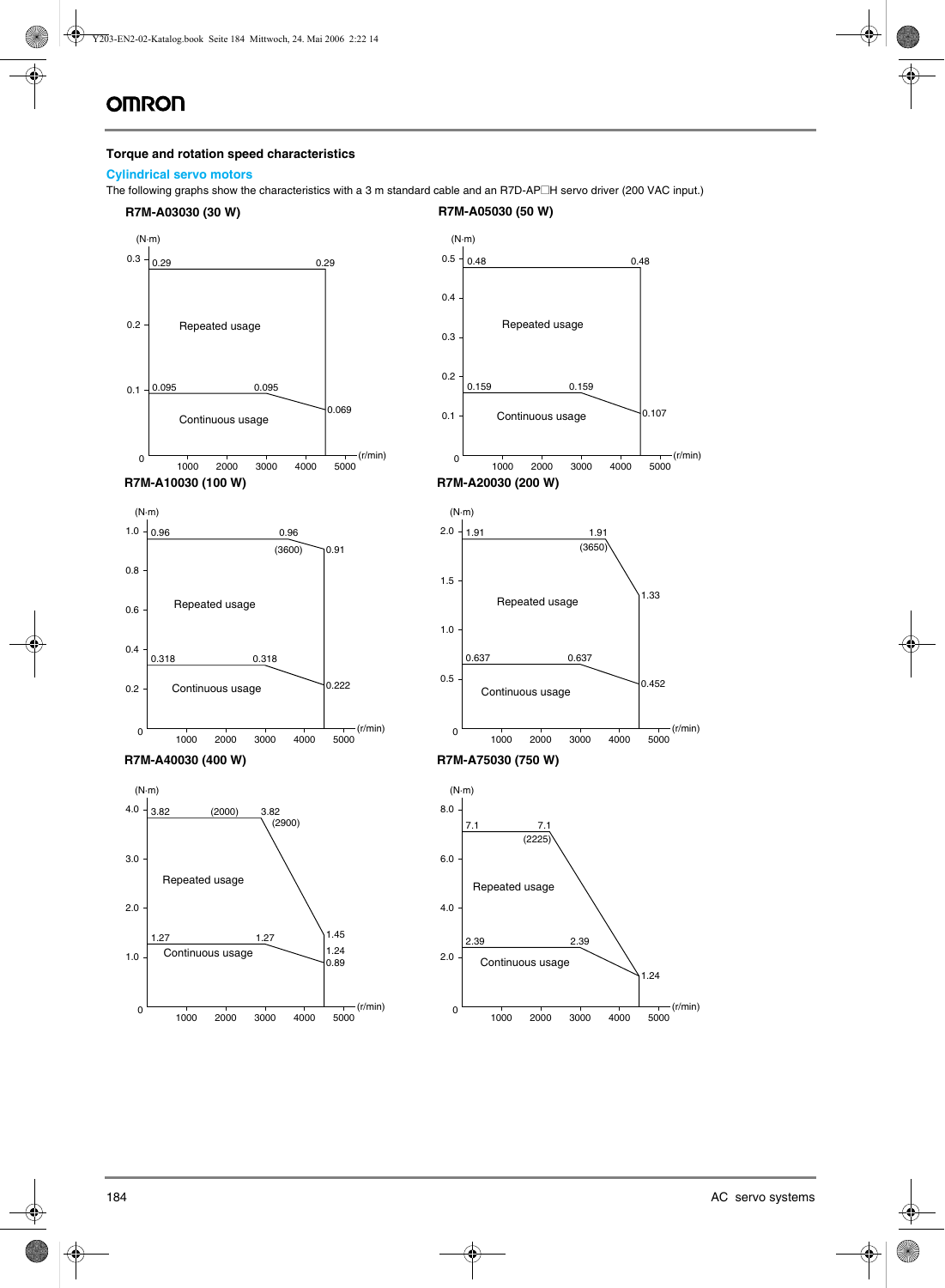## Torque and rotation speed characteristics

### Cylindrical servo motors

The following graphs show the characteristics with a 3 m standard cable and an R7D-AP□H servo driver (200 VAC input.)

**R7M-A03030 (30 W)**

(N·m) — Repeated usage: 0.29 (flat up to 0.29 at 5000 r/min). Continuous usage: 0.095, 0.095, 0.069. Axis: 0, 0.1, 0.2, 0.3; 1000, 2000, 3000, 4000, 5000 (r/min)

**R7M-A05030 (50 W)**

(N·m) — Repeated usage: 0.48, 0.48. Continuous usage: 0.159, 0.159, 0.107. Axis: 0, 0.1, 0.2, 0.3, 0.4, 0.5; 1000, 2000, 3000, 4000, 5000 (r/min)

**R7M-A10030 (100 W)**

(N·m) — Repeated usage: 0.96, 0.96 (3600), 0.91. Continuous usage: 0.318, 0.318, 0.222. Axis: 0, 0.2, 0.4, 0.6, 0.8, 1.0; 1000, 2000, 3000, 4000, 5000 (r/min)

**R7M-A20030 (200 W)**

(N·m) — Repeated usage: 1.91, 1.91 (3650), 1.33. Continuous usage: 0.637, 0.637, 0.452. Axis: 0, 0.5, 1.0, 1.5, 2.0; 1000, 2000, 3000, 4000, 5000 (r/min)

**R7M-A40030 (400 W)**

(N·m) — Repeated usage: 3.82 (2000), 3.82 (2900), 1.45. Continuous usage: 1.27, 1.27, 1.24, 0.89. Axis: 0, 1.0, 2.0, 3.0, 4.0; 1000, 2000, 3000, 4000, 5000 (r/min)

**R7M-A75030 (750 W)**

(N·m) — Repeated usage: 7.1, 7.1 (2225), 1.24. Continuous usage: 2.39, 2.39. Axis: 0, 2.0, 4.0, 6.0, 8.0; 1000, 2000, 3000, 4000, 5000 (r/min)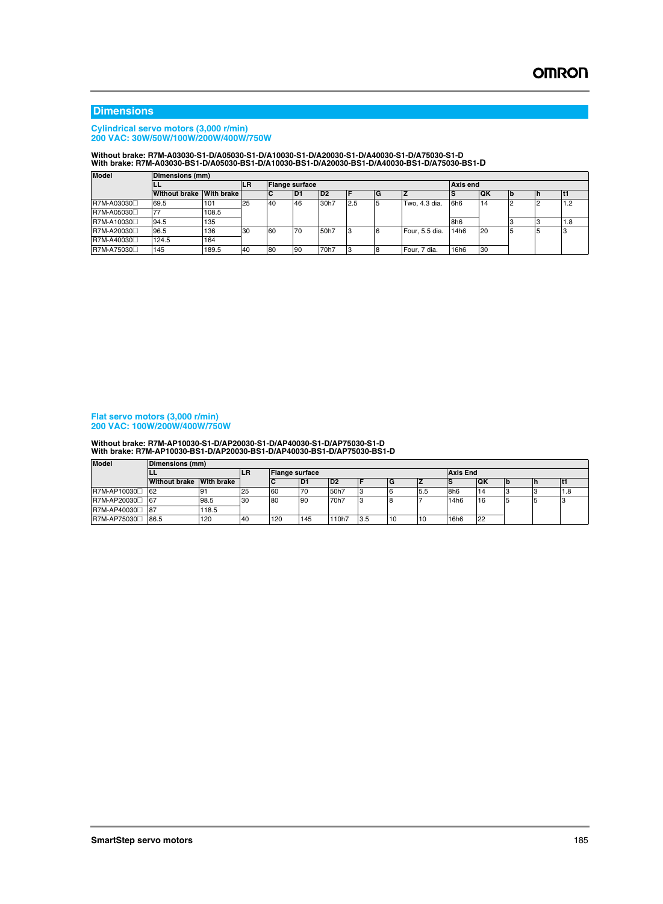## Dimensions

### Cylindrical servo motors (3,000 r/min)
### 200 VAC: 30W/50W/100W/200W/400W/750W

**Without brake: R7M-A03030-S1-D/A05030-S1-D/A10030-S1-D/A20030-S1-D/A40030-S1-D/A75030-S1-D**
**With brake: R7M-A03030-BS1-D/A05030-BS1-D/A10030-BS1-D/A20030-BS1-D/A40030-BS1-D/A75030-BS1-D**

| Model | Dimensions (mm) | | | | | | | | | | | | | |
|---|---|---|---|---|---|---|---|---|---|---|---|---|---|---|
| | LL | | LR | Flange surface | | | | | | Axis end | | | | |
| | Without brake | With brake | | C | D1 | D2 | F | G | Z | S | QK | b | h | t1 |
| R7M-A03030☐ | 69.5 | 101 | 25 | 40 | 46 | 30h7 | 2.5 | 5 | Two, 4.3 dia. | 6h6 | 14 | 2 | 2 | 1.2 |
| R7M-A05030☐ | 77 | 108.5 | | | | | | | | | | | | |
| R7M-A10030☐ | 94.5 | 135 | | | | | | | | 8h6 | | 3 | 3 | 1.8 |
| R7M-A20030☐ | 96.5 | 136 | 30 | 60 | 70 | 50h7 | 3 | 6 | Four, 5.5 dia. | 14h6 | 20 | 5 | 5 | 3 |
| R7M-A40030☐ | 124.5 | 164 | | | | | | | | | | | | |
| R7M-A75030☐ | 145 | 189.5 | 40 | 80 | 90 | 70h7 | 3 | 8 | Four, 7 dia. | 16h6 | 30 | | | |

### Flat servo motors (3,000 r/min)
### 200 VAC: 100W/200W/400W/750W

**Without brake: R7M-AP10030-S1-D/AP20030-S1-D/AP40030-S1-D/AP75030-S1-D**
**With brake: R7M-AP10030-BS1-D/AP20030-BS1-D/AP40030-BS1-D/AP75030-BS1-D**

| Model | Dimensions (mm) | | | | | | | | | | | | | |
|---|---|---|---|---|---|---|---|---|---|---|---|---|---|---|
| | LL | | LR | Flange surface | | | | | | Axis End | | | | |
| | Without brake | With brake | | C | D1 | D2 | F | G | Z | S | QK | b | h | t1 |
| R7M-AP10030☐ | 62 | 91 | 25 | 60 | 70 | 50h7 | 3 | 6 | 5.5 | 8h6 | 14 | 3 | 3 | 1.8 |
| R7M-AP20030☐ | 67 | 98.5 | 30 | 80 | 90 | 70h7 | 3 | 8 | 7 | 14h6 | 16 | 5 | 5 | 3 |
| R7M-AP40030☐ | 87 | 118.5 | | | | | | | | | | | | |
| R7M-AP75030☐ | 86.5 | 120 | 40 | 120 | 145 | 110h7 | 3.5 | 10 | 10 | 16h6 | 22 | | | |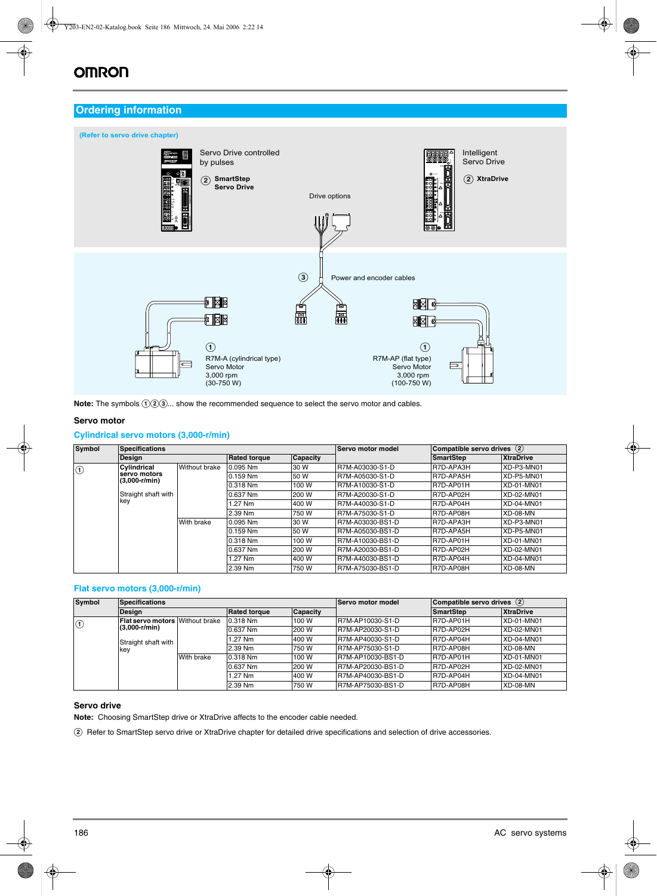## Ordering information

(Refer to servo drive chapter)

Servo Drive controlled by pulses

② **SmartStep Servo Drive**

Intelligent Servo Drive

② **XtraDrive**

Drive options

③ Power and encoder cables

① R7M-A (cylindrical type) Servo Motor 3,000 rpm (30-750 W)

① R7M-AP (flat type) Servo Motor 3,000 rpm (100-750 W)

**Note:** The symbols ①②③... show the recommended sequence to select the servo motor and cables.

### Servo motor

#### Cylindrical servo motors (3,000-r/min)

| Symbol | Specifications | | | | Servo motor model | Compatible servo drives ② | |
|---|---|---|---|---|---|---|---|
| | Design | | Rated torque | Capacity | | SmartStep | XtraDrive |
| ① | **Cylindrical servo motors (3,000-r/min)** Straight shaft with key | Without brake | 0.095 Nm | 30 W | R7M-A03030-S1-D | R7D-APA3H | XD-P3-MN01 |
| | | | 0.159 Nm | 50 W | R7M-A05030-S1-D | R7D-APA5H | XD-P5-MN01 |
| | | | 0.318 Nm | 100 W | R7M-A10030-S1-D | R7D-AP01H | XD-01-MN01 |
| | | | 0.637 Nm | 200 W | R7M-A20030-S1-D | R7D-AP02H | XD-02-MN01 |
| | | | 1.27 Nm | 400 W | R7M-A40030-S1-D | R7D-AP04H | XD-04-MN01 |
| | | | 2.39 Nm | 750 W | R7M-A75030-S1-D | R7D-AP08H | XD-08-MN |
| | | With brake | 0.095 Nm | 30 W | R7M-A03030-BS1-D | R7D-APA3H | XD-P3-MN01 |
| | | | 0.159 Nm | 50 W | R7M-A05030-BS1-D | R7D-APA5H | XD-P5-MN01 |
| | | | 0.318 Nm | 100 W | R7M-A10030-BS1-D | R7D-AP01H | XD-01-MN01 |
| | | | 0.637 Nm | 200 W | R7M-A20030-BS1-D | R7D-AP02H | XD-02-MN01 |
| | | | 1.27 Nm | 400 W | R7M-A40030-BS1-D | R7D-AP04H | XD-04-MN01 |
| | | | 2.39 Nm | 750 W | R7M-A75030-BS1-D | R7D-AP08H | XD-08-MN |

#### Flat servo motors (3,000-r/min)

| Symbol | Specifications | | | | Servo motor model | Compatible servo drives ② | |
|---|---|---|---|---|---|---|---|
| | Design | | Rated torque | Capacity | | SmartStep | XtraDrive |
| ① | **Flat servo motors (3,000-r/min)** Straight shaft with key | Without brake | 0.318 Nm | 100 W | R7M-AP10030-S1-D | R7D-AP01H | XD-01-MN01 |
| | | | 0.637 Nm | 200 W | R7M-AP20030-S1-D | R7D-AP02H | XD-02-MN01 |
| | | | 1.27 Nm | 400 W | R7M-AP40030-S1-D | R7D-AP04H | XD-04-MN01 |
| | | | 2.39 Nm | 750 W | R7M-AP75030-S1-D | R7D-AP08H | XD-08-MN |
| | | With brake | 0.318 Nm | 100 W | R7M-AP10030-BS1-D | R7D-AP01H | XD-01-MN01 |
| | | | 0.637 Nm | 200 W | R7M-AP20030-BS1-D | R7D-AP02H | XD-02-MN01 |
| | | | 1.27 Nm | 400 W | R7M-AP40030-BS1-D | R7D-AP04H | XD-04-MN01 |
| | | | 2.39 Nm | 750 W | R7M-AP75030-BS1-D | R7D-AP08H | XD-08-MN |

### Servo drive

**Note:** Choosing SmartStep drive or XtraDrive affects to the encoder cable needed.

② Refer to SmartStep servo drive or XtraDrive chapter for detailed drive specifications and selection of drive accessories.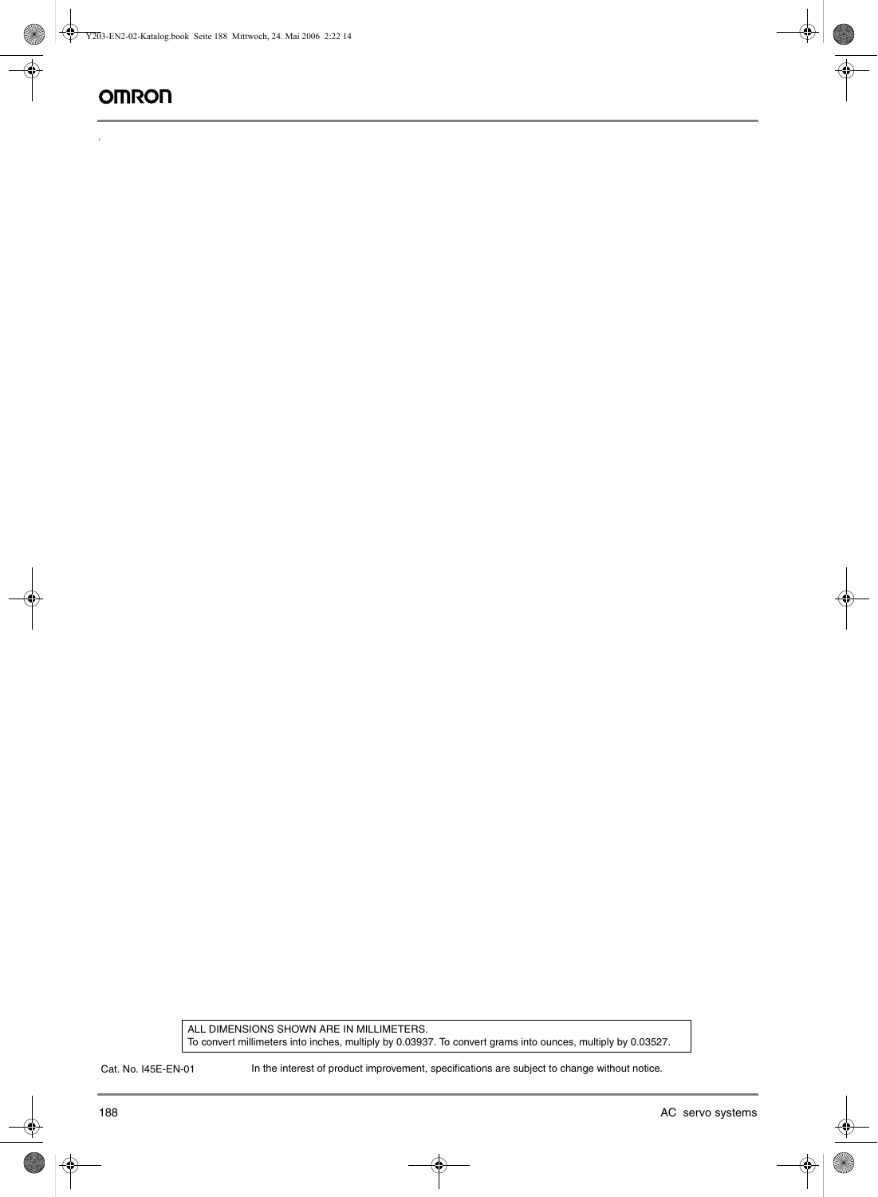ALL DIMENSIONS SHOWN ARE IN MILLIMETERS.
To convert millimeters into inches, multiply by 0.03937. To convert grams into ounces, multiply by 0.03527.

Cat. No. I45E-EN-01

In the interest of product improvement, specifications are subject to change without notice.